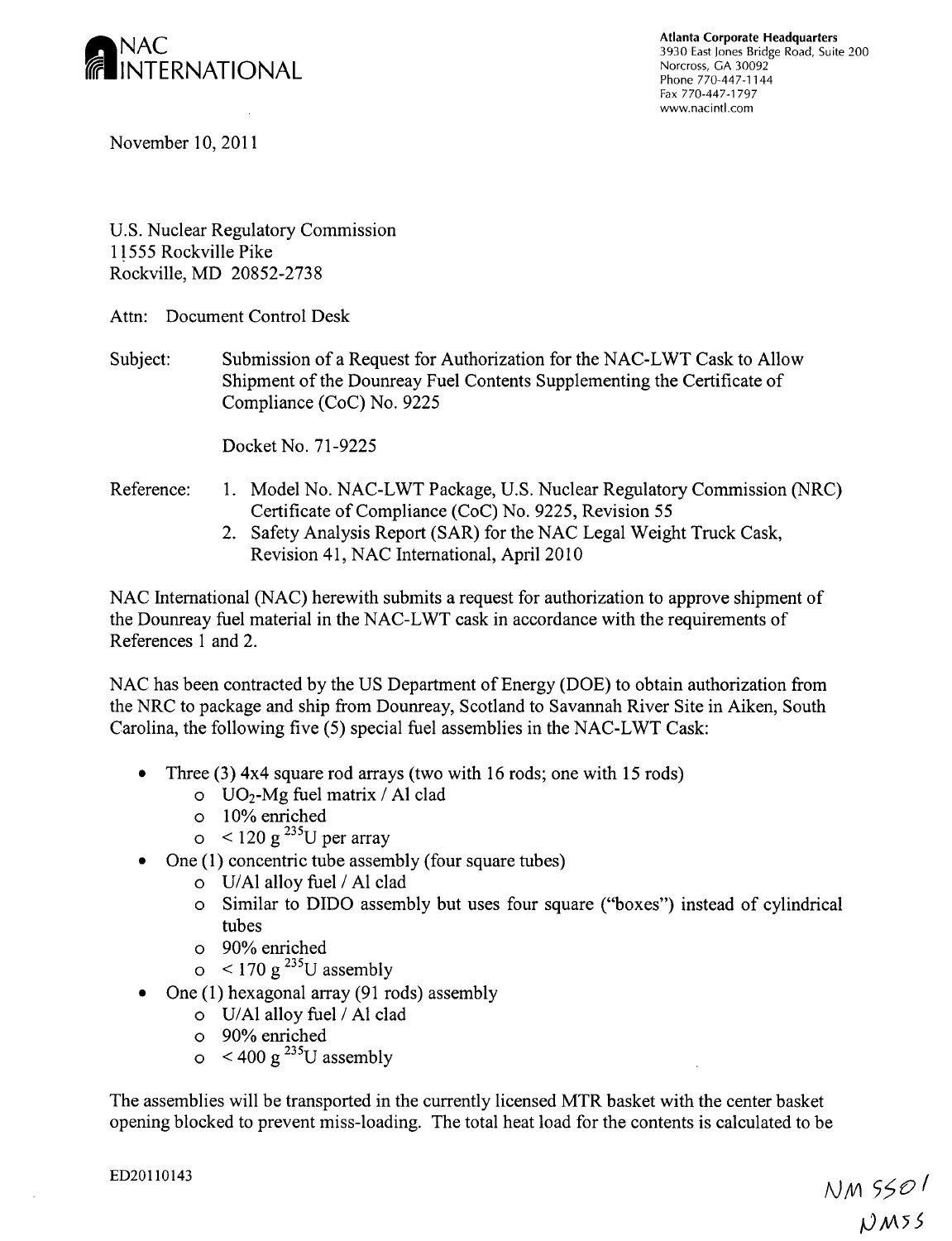**NAC INTERNATIONAL**

Atlanta Corporate Headquarters
3930 East Jones Bridge Road, Suite 200
Norcross, GA 30092
Phone 770-447-1144
Fax 770-447-1797
www.nacintl.com

November 10, 2011

U.S. Nuclear Regulatory Commission
11555 Rockville Pike
Rockville, MD 20852-2738

Attn: Document Control Desk

Subject: Submission of a Request for Authorization for the NAC-LWT Cask to Allow Shipment of the Dounreay Fuel Contents Supplementing the Certificate of Compliance (CoC) No. 9225

Docket No. 71-9225

Reference:
1. Model No. NAC-LWT Package, U.S. Nuclear Regulatory Commission (NRC) Certificate of Compliance (CoC) No. 9225, Revision 55
2. Safety Analysis Report (SAR) for the NAC Legal Weight Truck Cask, Revision 41, NAC International, April 2010

NAC International (NAC) herewith submits a request for authorization to approve shipment of the Dounreay fuel material in the NAC-LWT cask in accordance with the requirements of References 1 and 2.

NAC has been contracted by the US Department of Energy (DOE) to obtain authorization from the NRC to package and ship from Dounreay, Scotland to Savannah River Site in Aiken, South Carolina, the following five (5) special fuel assemblies in the NAC-LWT Cask:

- Three (3) 4x4 square rod arrays (two with 16 rods; one with 15 rods)
  - $UO_2$-Mg fuel matrix / Al clad
  - 10% enriched
  - < 120 g $^{235}U$ per array
- One (1) concentric tube assembly (four square tubes)
  - U/Al alloy fuel / Al clad
  - Similar to DIDO assembly but uses four square ("boxes") instead of cylindrical tubes
  - 90% enriched
  - < 170 g $^{235}U$ assembly
- One (1) hexagonal array (91 rods) assembly
  - U/Al alloy fuel / Al clad
  - 90% enriched
  - < 400 g $^{235}U$ assembly

The assemblies will be transported in the currently licensed MTR basket with the center basket opening blocked to prevent miss-loading. The total heat load for the contents is calculated to be

ED20110143

NM 5501
NMSS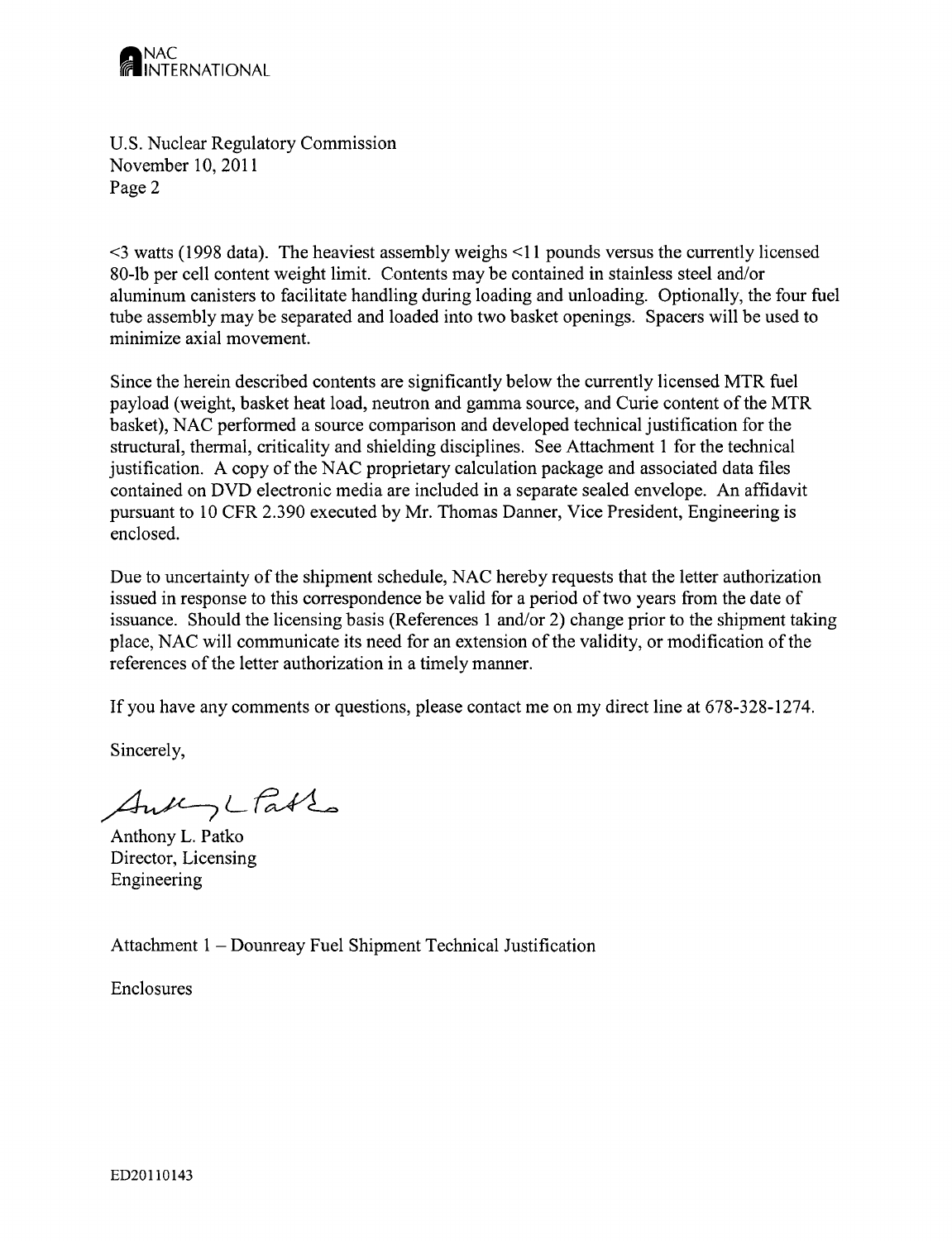U.S. Nuclear Regulatory Commission
November 10, 2011
Page 2

<3 watts (1998 data). The heaviest assembly weighs <11 pounds versus the currently licensed 80-lb per cell content weight limit. Contents may be contained in stainless steel and/or aluminum canisters to facilitate handling during loading and unloading. Optionally, the four fuel tube assembly may be separated and loaded into two basket openings. Spacers will be used to minimize axial movement.

Since the herein described contents are significantly below the currently licensed MTR fuel payload (weight, basket heat load, neutron and gamma source, and Curie content of the MTR basket), NAC performed a source comparison and developed technical justification for the structural, thermal, criticality and shielding disciplines. See Attachment 1 for the technical justification. A copy of the NAC proprietary calculation package and associated data files contained on DVD electronic media are included in a separate sealed envelope. An affidavit pursuant to 10 CFR 2.390 executed by Mr. Thomas Danner, Vice President, Engineering is enclosed.

Due to uncertainty of the shipment schedule, NAC hereby requests that the letter authorization issued in response to this correspondence be valid for a period of two years from the date of issuance. Should the licensing basis (References 1 and/or 2) change prior to the shipment taking place, NAC will communicate its need for an extension of the validity, or modification of the references of the letter authorization in a timely manner.

If you have any comments or questions, please contact me on my direct line at 678-328-1274.

Sincerely,

Anthony L. Patko
Director, Licensing
Engineering

Attachment 1 – Dounreay Fuel Shipment Technical Justification

Enclosures

ED20110143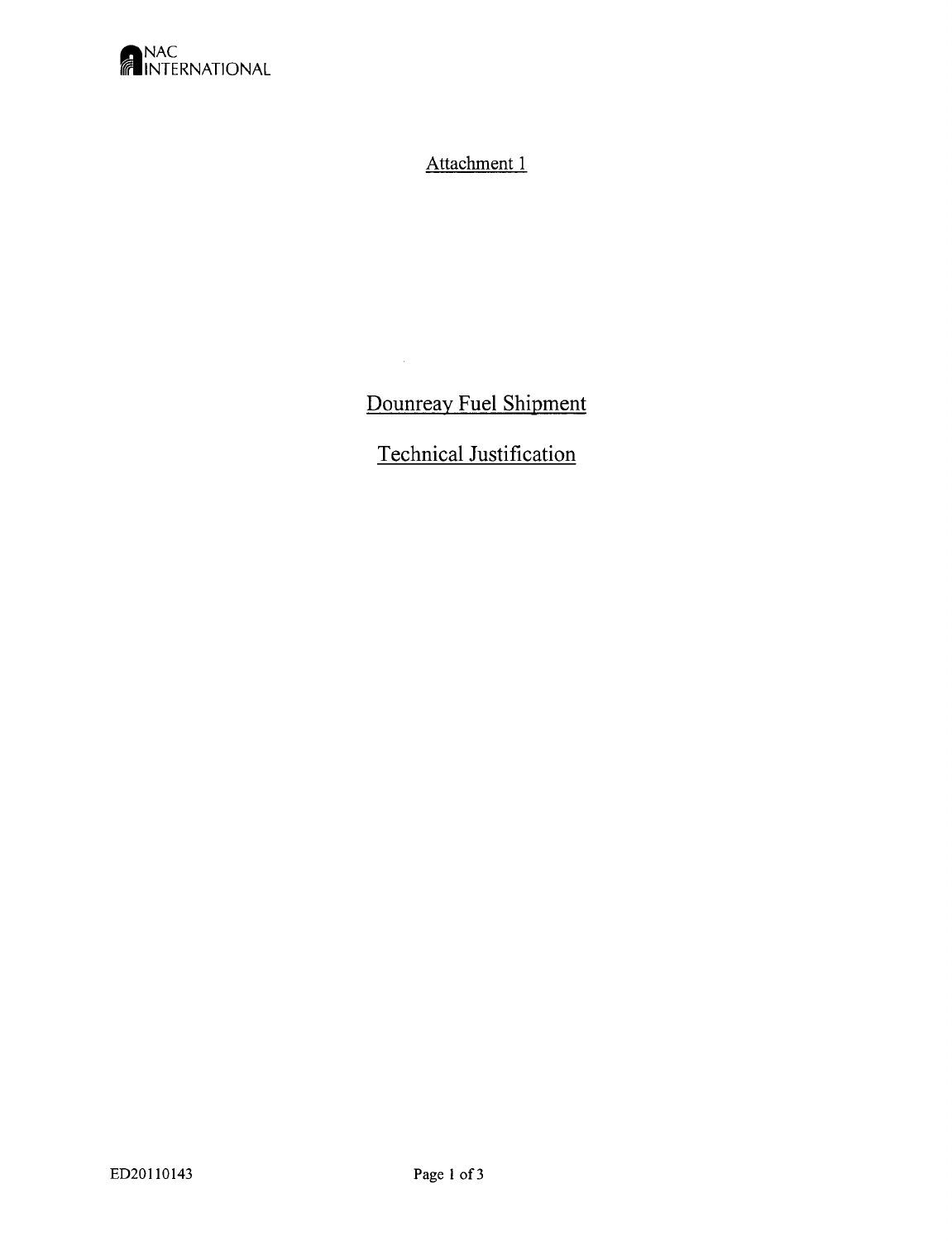Attachment 1

# Dounreay Fuel Shipment

# Technical Justification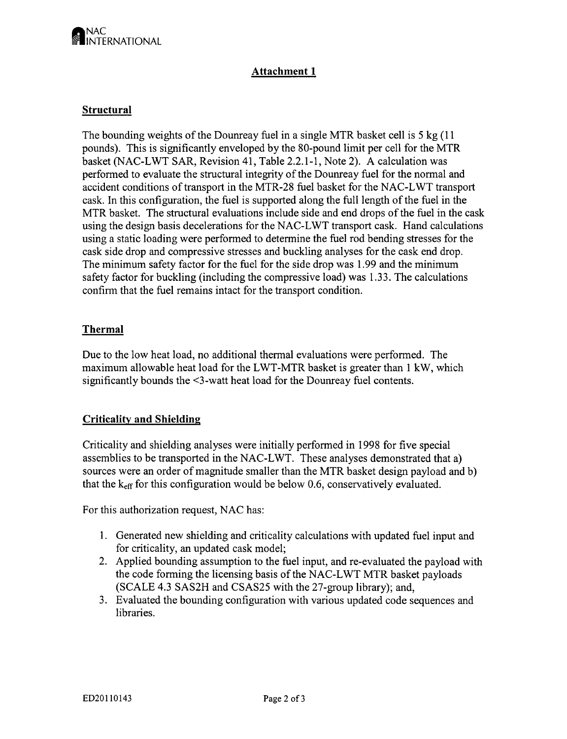## Attachment 1

### Structural

The bounding weights of the Dounreay fuel in a single MTR basket cell is 5 kg (11 pounds). This is significantly enveloped by the 80-pound limit per cell for the MTR basket (NAC-LWT SAR, Revision 41, Table 2.2.1-1, Note 2). A calculation was performed to evaluate the structural integrity of the Dounreay fuel for the normal and accident conditions of transport in the MTR-28 fuel basket for the NAC-LWT transport cask. In this configuration, the fuel is supported along the full length of the fuel in the MTR basket. The structural evaluations include side and end drops of the fuel in the cask using the design basis decelerations for the NAC-LWT transport cask. Hand calculations using a static loading were performed to determine the fuel rod bending stresses for the cask side drop and compressive stresses and buckling analyses for the cask end drop. The minimum safety factor for the fuel for the side drop was 1.99 and the minimum safety factor for buckling (including the compressive load) was 1.33. The calculations confirm that the fuel remains intact for the transport condition.

### Thermal

Due to the low heat load, no additional thermal evaluations were performed. The maximum allowable heat load for the LWT-MTR basket is greater than 1 kW, which significantly bounds the <3-watt heat load for the Dounreay fuel contents.

### Criticality and Shielding

Criticality and shielding analyses were initially performed in 1998 for five special assemblies to be transported in the NAC-LWT. These analyses demonstrated that a) sources were an order of magnitude smaller than the MTR basket design payload and b) that the $k_{eff}$ for this configuration would be below 0.6, conservatively evaluated.

For this authorization request, NAC has:

1. Generated new shielding and criticality calculations with updated fuel input and for criticality, an updated cask model;
2. Applied bounding assumption to the fuel input, and re-evaluated the payload with the code forming the licensing basis of the NAC-LWT MTR basket payloads (SCALE 4.3 SAS2H and CSAS25 with the 27-group library); and,
3. Evaluated the bounding configuration with various updated code sequences and libraries.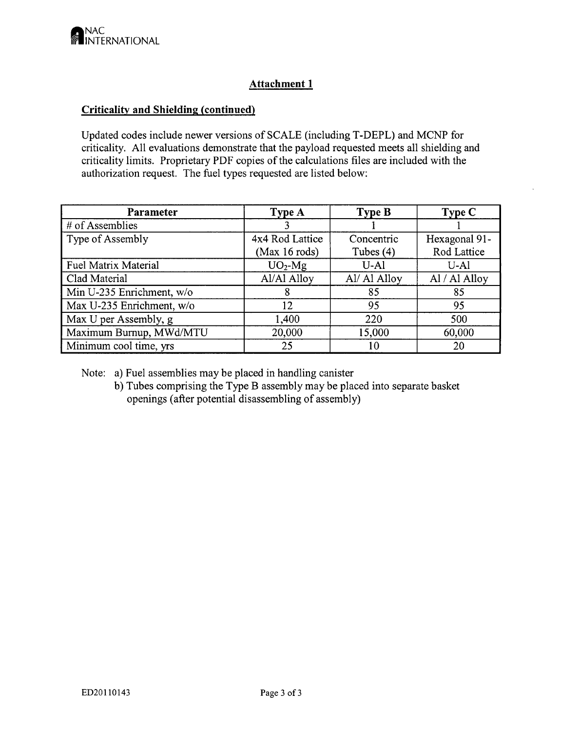## Attachment 1

### Criticality and Shielding (continued)

Updated codes include newer versions of SCALE (including T-DEPL) and MCNP for criticality. All evaluations demonstrate that the payload requested meets all shielding and criticality limits. Proprietary PDF copies of the calculations files are included with the authorization request. The fuel types requested are listed below:

| Parameter | Type A | Type B | Type C |
|---|---|---|---|
| # of Assemblies | 3 | 1 | 1 |
| Type of Assembly | 4x4 Rod Lattice (Max 16 rods) | Concentric Tubes (4) | Hexagonal 91-Rod Lattice |
| Fuel Matrix Material | $UO_2$-Mg | U-Al | U-Al |
| Clad Material | Al/Al Alloy | Al/ Al Alloy | Al / Al Alloy |
| Min U-235 Enrichment, w/o | 8 | 85 | 85 |
| Max U-235 Enrichment, w/o | 12 | 95 | 95 |
| Max U per Assembly, g | 1,400 | 220 | 500 |
| Maximum Burnup, MWd/MTU | 20,000 | 15,000 | 60,000 |
| Minimum cool time, yrs | 25 | 10 | 20 |

Note: a) Fuel assemblies may be placed in handling canister

b) Tubes comprising the Type B assembly may be placed into separate basket openings (after potential disassembling of assembly)

ED20110143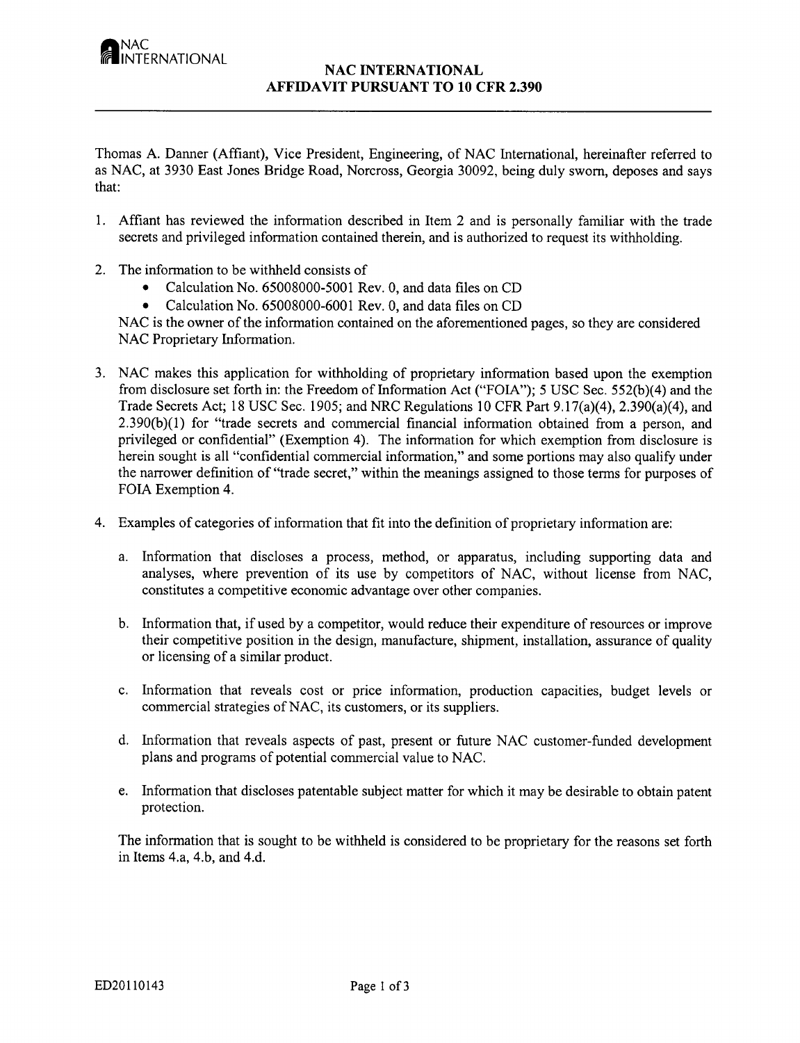NAC INTERNATIONAL

# NAC INTERNATIONAL
# AFFIDAVIT PURSUANT TO 10 CFR 2.390

Thomas A. Danner (Affiant), Vice President, Engineering, of NAC International, hereinafter referred to as NAC, at 3930 East Jones Bridge Road, Norcross, Georgia 30092, being duly sworn, deposes and says that:

1. Affiant has reviewed the information described in Item 2 and is personally familiar with the trade secrets and privileged information contained therein, and is authorized to request its withholding.

2. The information to be withheld consists of
   - Calculation No. 65008000-5001 Rev. 0, and data files on CD
   - Calculation No. 65008000-6001 Rev. 0, and data files on CD

   NAC is the owner of the information contained on the aforementioned pages, so they are considered NAC Proprietary Information.

3. NAC makes this application for withholding of proprietary information based upon the exemption from disclosure set forth in: the Freedom of Information Act ("FOIA"); 5 USC Sec. 552(b)(4) and the Trade Secrets Act; 18 USC Sec. 1905; and NRC Regulations 10 CFR Part 9.17(a)(4), 2.390(a)(4), and 2.390(b)(1) for "trade secrets and commercial financial information obtained from a person, and privileged or confidential" (Exemption 4). The information for which exemption from disclosure is herein sought is all "confidential commercial information," and some portions may also qualify under the narrower definition of "trade secret," within the meanings assigned to those terms for purposes of FOIA Exemption 4.

4. Examples of categories of information that fit into the definition of proprietary information are:

   a. Information that discloses a process, method, or apparatus, including supporting data and analyses, where prevention of its use by competitors of NAC, without license from NAC, constitutes a competitive economic advantage over other companies.

   b. Information that, if used by a competitor, would reduce their expenditure of resources or improve their competitive position in the design, manufacture, shipment, installation, assurance of quality or licensing of a similar product.

   c. Information that reveals cost or price information, production capacities, budget levels or commercial strategies of NAC, its customers, or its suppliers.

   d. Information that reveals aspects of past, present or future NAC customer-funded development plans and programs of potential commercial value to NAC.

   e. Information that discloses patentable subject matter for which it may be desirable to obtain patent protection.

   The information that is sought to be withheld is considered to be proprietary for the reasons set forth in Items 4.a, 4.b, and 4.d.

ED20110143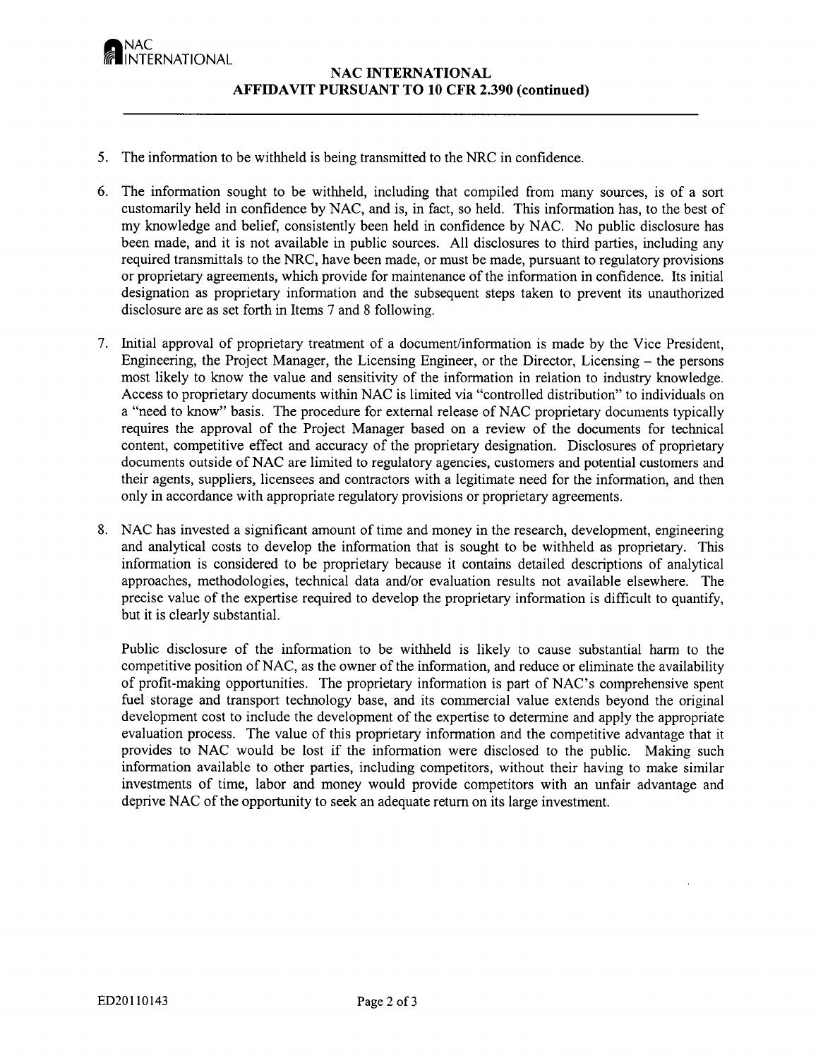5. The information to be withheld is being transmitted to the NRC in confidence.

6. The information sought to be withheld, including that compiled from many sources, is of a sort customarily held in confidence by NAC, and is, in fact, so held. This information has, to the best of my knowledge and belief, consistently been held in confidence by NAC. No public disclosure has been made, and it is not available in public sources. All disclosures to third parties, including any required transmittals to the NRC, have been made, or must be made, pursuant to regulatory provisions or proprietary agreements, which provide for maintenance of the information in confidence. Its initial designation as proprietary information and the subsequent steps taken to prevent its unauthorized disclosure are as set forth in Items 7 and 8 following.

7. Initial approval of proprietary treatment of a document/information is made by the Vice President, Engineering, the Project Manager, the Licensing Engineer, or the Director, Licensing – the persons most likely to know the value and sensitivity of the information in relation to industry knowledge. Access to proprietary documents within NAC is limited via "controlled distribution" to individuals on a "need to know" basis. The procedure for external release of NAC proprietary documents typically requires the approval of the Project Manager based on a review of the documents for technical content, competitive effect and accuracy of the proprietary designation. Disclosures of proprietary documents outside of NAC are limited to regulatory agencies, customers and potential customers and their agents, suppliers, licensees and contractors with a legitimate need for the information, and then only in accordance with appropriate regulatory provisions or proprietary agreements.

8. NAC has invested a significant amount of time and money in the research, development, engineering and analytical costs to develop the information that is sought to be withheld as proprietary. This information is considered to be proprietary because it contains detailed descriptions of analytical approaches, methodologies, technical data and/or evaluation results not available elsewhere. The precise value of the expertise required to develop the proprietary information is difficult to quantify, but it is clearly substantial.

   Public disclosure of the information to be withheld is likely to cause substantial harm to the competitive position of NAC, as the owner of the information, and reduce or eliminate the availability of profit-making opportunities. The proprietary information is part of NAC's comprehensive spent fuel storage and transport technology base, and its commercial value extends beyond the original development cost to include the development of the expertise to determine and apply the appropriate evaluation process. The value of this proprietary information and the competitive advantage that it provides to NAC would be lost if the information were disclosed to the public. Making such information available to other parties, including competitors, without their having to make similar investments of time, labor and money would provide competitors with an unfair advantage and deprive NAC of the opportunity to seek an adequate return on its large investment.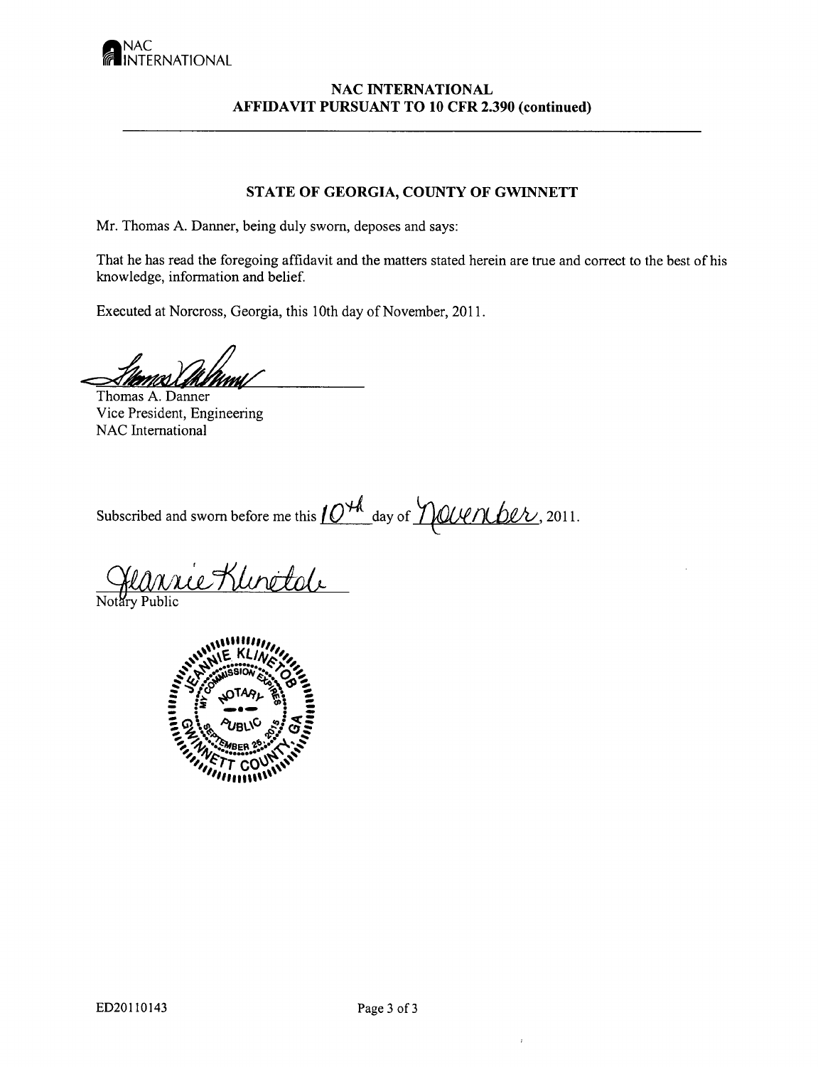NAC INTERNATIONAL

## NAC INTERNATIONAL
## AFFIDAVIT PURSUANT TO 10 CFR 2.390 (continued)

### STATE OF GEORGIA, COUNTY OF GWINNETT

Mr. Thomas A. Danner, being duly sworn, deposes and says:

That he has read the foregoing affidavit and the matters stated herein are true and correct to the best of his knowledge, information and belief.

Executed at Norcross, Georgia, this 10th day of November, 2011.

Thomas A. Danner
Vice President, Engineering
NAC International

Subscribed and sworn before me this 10th day of November, 2011.

Jeannie Klinetob
Notary Public

JEANNIE KLINETOB
NOTARY PUBLIC
MY COMMISSION EXPIRES SEPTEMBER 26, 2015
GWINNETT COUNTY, GA

ED20110143